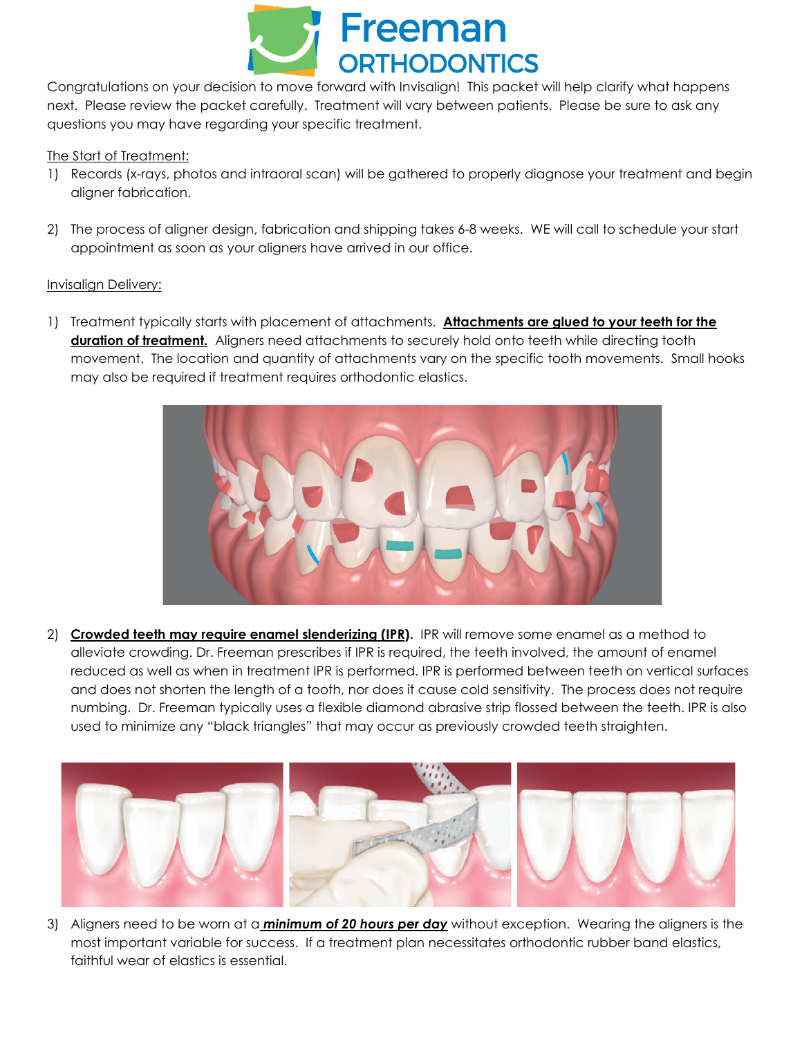Congratulations on your decision to move forward with Invisalign! This packet will help clarify what happens next. Please review the packet carefully. Treatment will vary between patients. Please be sure to ask any questions you may have regarding your specific treatment.

The Start of Treatment:

1) Records (x-rays, photos and intraoral scan) will be gathered to properly diagnose your treatment and begin aligner fabrication.

2) The process of aligner design, fabrication and shipping takes 6-8 weeks. WE will call to schedule your start appointment as soon as your aligners have arrived in our office.

Invisalign Delivery:

1) Treatment typically starts with placement of attachments. **Attachments are glued to your teeth for the duration of treatment.** Aligners need attachments to securely hold onto teeth while directing tooth movement. The location and quantity of attachments vary on the specific tooth movements. Small hooks may also be required if treatment requires orthodontic elastics.

2) **Crowded teeth may require enamel slenderizing (IPR).** IPR will remove some enamel as a method to alleviate crowding. Dr. Freeman prescribes if IPR is required, the teeth involved, the amount of enamel reduced as well as when in treatment IPR is performed. IPR is performed between teeth on vertical surfaces and does not shorten the length of a tooth, nor does it cause cold sensitivity. The process does not require numbing. Dr. Freeman typically uses a flexible diamond abrasive strip flossed between the teeth. IPR is also used to minimize any "black triangles" that may occur as previously crowded teeth straighten.

3) Aligners need to be worn at a ***minimum of 20 hours per day*** without exception. Wearing the aligners is the most important variable for success. If a treatment plan necessitates orthodontic rubber band elastics, faithful wear of elastics is essential.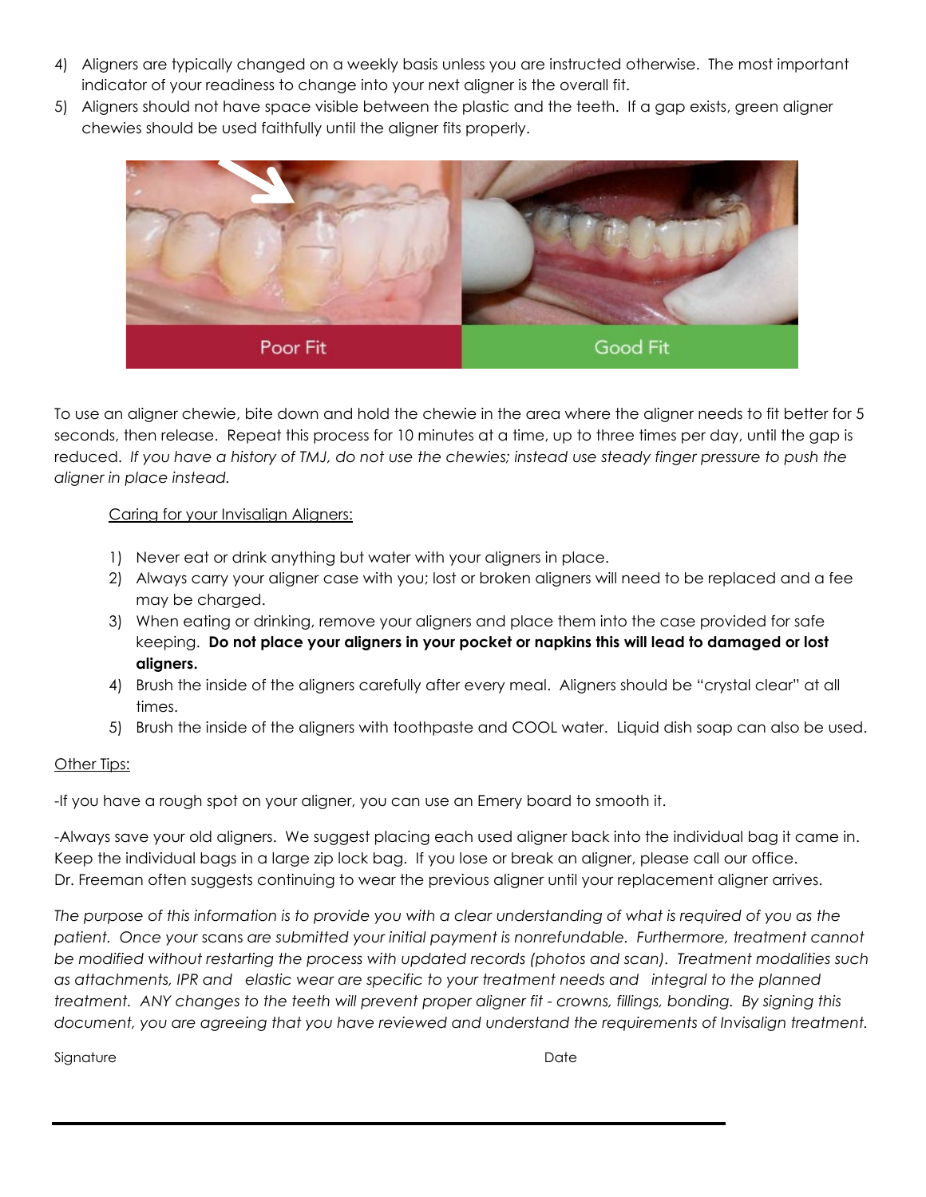4) Aligners are typically changed on a weekly basis unless you are instructed otherwise. The most important indicator of your readiness to change into your next aligner is the overall fit.
5) Aligners should not have space visible between the plastic and the teeth. If a gap exists, green aligner chewies should be used faithfully until the aligner fits properly.

Poor Fit

Good Fit

To use an aligner chewie, bite down and hold the chewie in the area where the aligner needs to fit better for 5 seconds, then release. Repeat this process for 10 minutes at a time, up to three times per day, until the gap is reduced. *If you have a history of TMJ, do not use the chewies; instead use steady finger pressure to push the aligner in place instead.*

Caring for your Invisalign Aligners:

1) Never eat or drink anything but water with your aligners in place.
2) Always carry your aligner case with you; lost or broken aligners will need to be replaced and a fee may be charged.
3) When eating or drinking, remove your aligners and place them into the case provided for safe keeping. **Do not place your aligners in your pocket or napkins this will lead to damaged or lost aligners.**
4) Brush the inside of the aligners carefully after every meal. Aligners should be "crystal clear" at all times.
5) Brush the inside of the aligners with toothpaste and COOL water. Liquid dish soap can also be used.

Other Tips:

-If you have a rough spot on your aligner, you can use an Emery board to smooth it.

-Always save your old aligners. We suggest placing each used aligner back into the individual bag it came in. Keep the individual bags in a large zip lock bag. If you lose or break an aligner, please call our office. Dr. Freeman often suggests continuing to wear the previous aligner until your replacement aligner arrives.

*The purpose of this information is to provide you with a clear understanding of what is required of you as the patient. Once your* scans *are submitted your initial payment is nonrefundable. Furthermore, treatment cannot be modified without restarting the process with updated records (photos and scan). Treatment modalities such as attachments, IPR and elastic wear are specific to your treatment needs and integral to the planned treatment. ANY changes to the teeth will prevent proper aligner fit - crowns, fillings, bonding. By signing this document, you are agreeing that you have reviewed and understand the requirements of Invisalign treatment.*

Signature Date